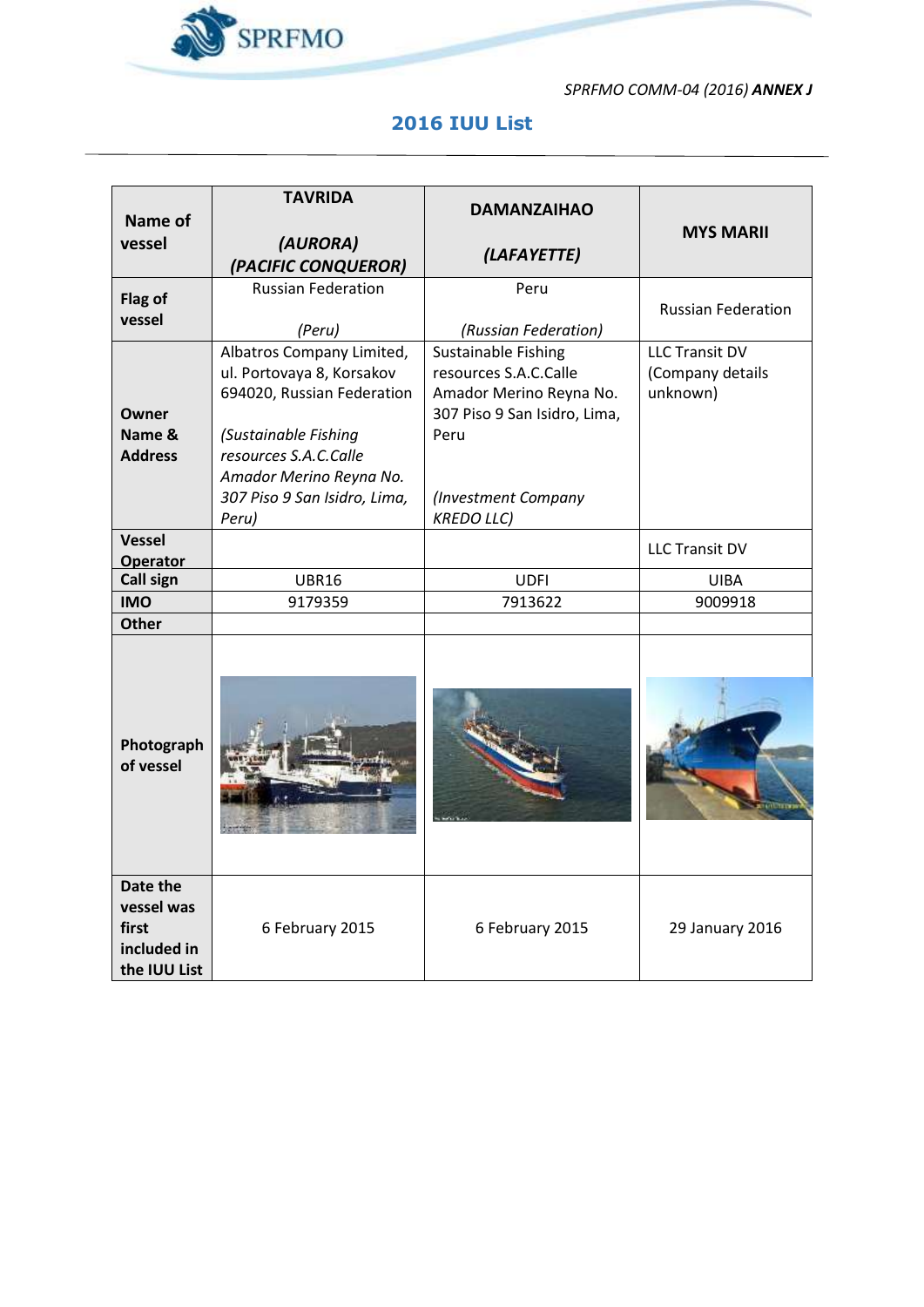*SPRFMO COMM-04 (2016)* ***ANNEX J***

## 2016 IUU List

| **Name of vessel** | **TAVRIDA** <br> ***(AURORA)*** <br> ***(PACIFIC CONQUEROR)*** | **DAMANZAIHAO** <br> ***(LAFAYETTE)*** | **MYS MARII** |
|---|---|---|---|
| **Flag of vessel** | Russian Federation <br> *(Peru)* | Peru <br> *(Russian Federation)* | Russian Federation |
| **Owner Name & Address** | Albatros Company Limited, ul. Portovaya 8, Korsakov 694020, Russian Federation <br> *(Sustainable Fishing resources S.A.C.Calle Amador Merino Reyna No. 307 Piso 9 San Isidro, Lima, Peru)* | Sustainable Fishing resources S.A.C.Calle Amador Merino Reyna No. 307 Piso 9 San Isidro, Lima, Peru <br> *(Investment Company KREDO LLC)* | LLC Transit DV (Company details unknown) |
| **Vessel Operator** | | | LLC Transit DV |
| **Call sign** | UBR16 | UDFI | UIBA |
| **IMO** | 9179359 | 7913622 | 9009918 |
| **Other** | | | |
| **Photograph of vessel** | | | |
| **Date the vessel was first included in the IUU List** | 6 February 2015 | 6 February 2015 | 29 January 2016 |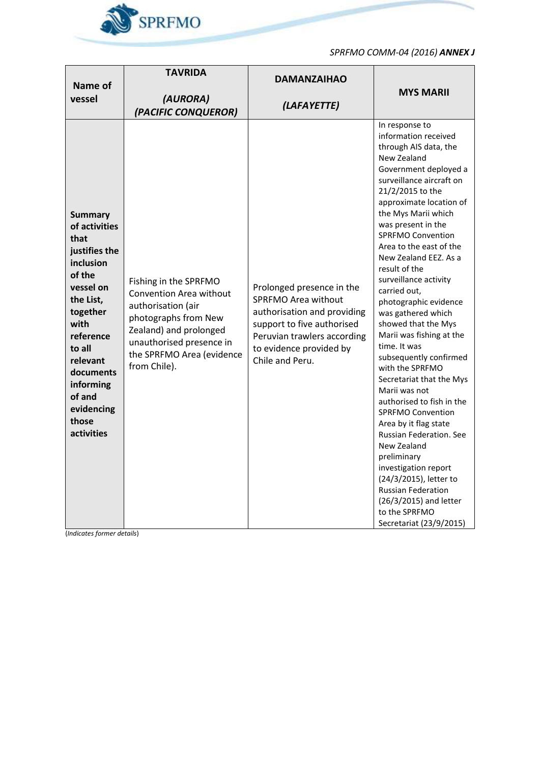| Name of vessel | TAVRIDA<br><br>*(AURORA)*<br>*(PACIFIC CONQUEROR)* | DAMANZAIHAO<br><br>*(LAFAYETTE)* | MYS MARII |
|---|---|---|---|
| **Summary of activities that justifies the inclusion of the vessel on the List, together with reference to all relevant documents informing of and evidencing those activities** | Fishing in the SPRFMO Convention Area without authorisation (air photographs from New Zealand) and prolonged unauthorised presence in the SPRFMO Area (evidence from Chile). | Prolonged presence in the SPRFMO Area without authorisation and providing support to five authorised Peruvian trawlers according to evidence provided by Chile and Peru. | In response to information received through AIS data, the New Zealand Government deployed a surveillance aircraft on 21/2/2015 to the approximate location of the Mys Marii which was present in the SPRFMO Convention Area to the east of the New Zealand EEZ. As a result of the surveillance activity carried out, photographic evidence was gathered which showed that the Mys Marii was fishing at the time. It was subsequently confirmed with the SPRFMO Secretariat that the Mys Marii was not authorised to fish in the SPRFMO Convention Area by it flag state Russian Federation. See New Zealand preliminary investigation report (24/3/2015), letter to Russian Federation (26/3/2015) and letter to the SPRFMO Secretariat (23/9/2015) |

(*Indicates former details*)